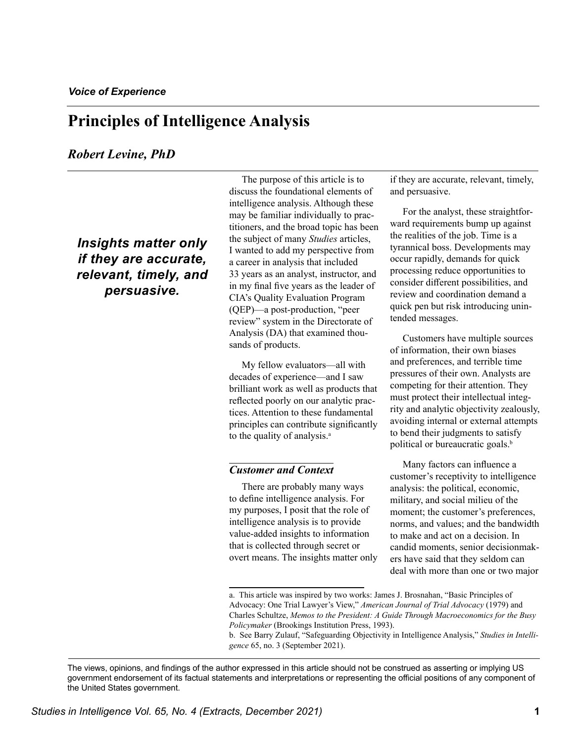*Voice of Experience*

# Principles of Intelligence Analysis

## *Robert Levine, PhD*

***Insights matter only if they are accurate, relevant, timely, and persuasive.***

The purpose of this article is to discuss the foundational elements of intelligence analysis. Although these may be familiar individually to practitioners, and the broad topic has been the subject of many *Studies* articles, I wanted to add my perspective from a career in analysis that included 33 years as an analyst, instructor, and in my final five years as the leader of CIA's Quality Evaluation Program (QEP)—a post-production, "peer review" system in the Directorate of Analysis (DA) that examined thousands of products.

My fellow evaluators—all with decades of experience—and I saw brilliant work as well as products that reflected poorly on our analytic practices. Attention to these fundamental principles can contribute significantly to the quality of analysis.[a]

### *Customer and Context*

There are probably many ways to define intelligence analysis. For my purposes, I posit that the role of intelligence analysis is to provide value-added insights to information that is collected through secret or overt means. The insights matter only if they are accurate, relevant, timely, and persuasive.

For the analyst, these straightforward requirements bump up against the realities of the job. Time is a tyrannical boss. Developments may occur rapidly, demands for quick processing reduce opportunities to consider different possibilities, and review and coordination demand a quick pen but risk introducing unintended messages.

Customers have multiple sources of information, their own biases and preferences, and terrible time pressures of their own. Analysts are competing for their attention. They must protect their intellectual integrity and analytic objectivity zealously, avoiding internal or external attempts to bend their judgments to satisfy political or bureaucratic goals.[b]

Many factors can influence a customer's receptivity to intelligence analysis: the political, economic, military, and social milieu of the moment; the customer's preferences, norms, and values; and the bandwidth to make and act on a decision. In candid moments, senior decisionmakers have said that they seldom can deal with more than one or two major

---

a. This article was inspired by two works: James J. Brosnahan, "Basic Principles of Advocacy: One Trial Lawyer's View," *American Journal of Trial Advocacy* (1979) and Charles Schultze, *Memos to the President: A Guide Through Macroeconomics for the Busy Policymaker* (Brookings Institution Press, 1993).

b. See Barry Zulauf, "Safeguarding Objectivity in Intelligence Analysis," *Studies in Intelligence* 65, no. 3 (September 2021).

The views, opinions, and findings of the author expressed in this article should not be construed as asserting or implying US government endorsement of its factual statements and interpretations or representing the official positions of any component of the United States government.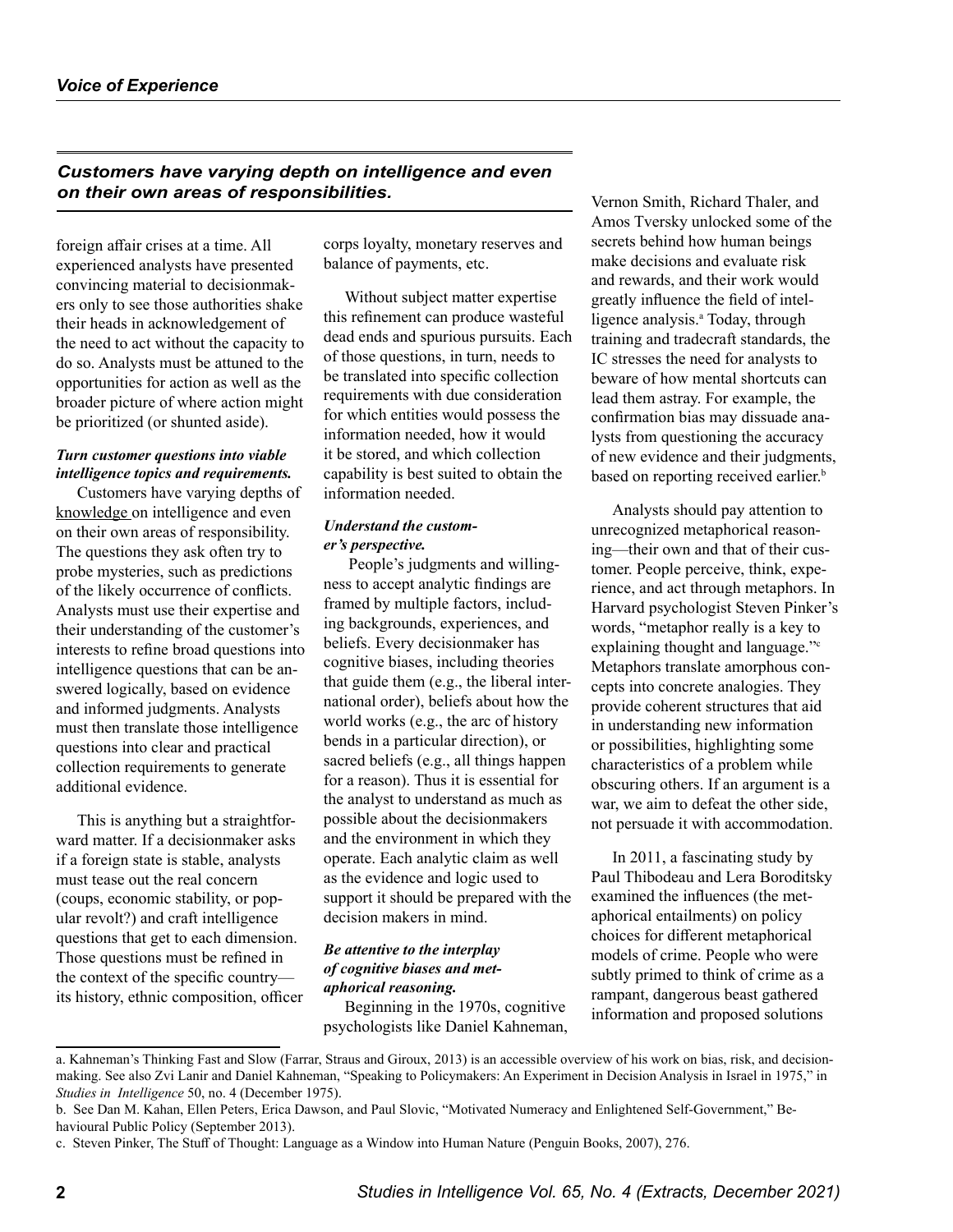*Customers have varying depth on intelligence and even on their own areas of responsibilities.*

foreign affair crises at a time. All experienced analysts have presented convincing material to decisionmakers only to see those authorities shake their heads in acknowledgement of the need to act without the capacity to do so. Analysts must be attuned to the opportunities for action as well as the broader picture of where action might be prioritized (or shunted aside).

***Turn customer questions into viable intelligence topics and requirements.***

Customers have varying depths of knowledge on intelligence and even on their own areas of responsibility. The questions they ask often try to probe mysteries, such as predictions of the likely occurrence of conflicts. Analysts must use their expertise and their understanding of the customer's interests to refine broad questions into intelligence questions that can be answered logically, based on evidence and informed judgments. Analysts must then translate those intelligence questions into clear and practical collection requirements to generate additional evidence.

This is anything but a straightforward matter. If a decisionmaker asks if a foreign state is stable, analysts must tease out the real concern (coups, economic stability, or popular revolt?) and craft intelligence questions that get to each dimension. Those questions must be refined in the context of the specific country—its history, ethnic composition, officer corps loyalty, monetary reserves and balance of payments, etc.

Without subject matter expertise this refinement can produce wasteful dead ends and spurious pursuits. Each of those questions, in turn, needs to be translated into specific collection requirements with due consideration for which entities would possess the information needed, how it would be stored, and which collection capability is best suited to obtain the information needed.

***Understand the customer's perspective.***

People's judgments and willingness to accept analytic findings are framed by multiple factors, including backgrounds, experiences, and beliefs. Every decisionmaker has cognitive biases, including theories that guide them (e.g., the liberal international order), beliefs about how the world works (e.g., the arc of history bends in a particular direction), or sacred beliefs (e.g., all things happen for a reason). Thus it is essential for the analyst to understand as much as possible about the decisionmakers and the environment in which they operate. Each analytic claim as well as the evidence and logic used to support it should be prepared with the decision makers in mind.

***Be attentive to the interplay of cognitive biases and metaphorical reasoning.***

Beginning in the 1970s, cognitive psychologists like Daniel Kahneman, Vernon Smith, Richard Thaler, and Amos Tversky unlocked some of the secrets behind how human beings make decisions and evaluate risk and rewards, and their work would greatly influence the field of intelligence analysis.[a] Today, through training and tradecraft standards, the IC stresses the need for analysts to beware of how mental shortcuts can lead them astray. For example, the confirmation bias may dissuade analysts from questioning the accuracy of new evidence and their judgments, based on reporting received earlier.[b]

Analysts should pay attention to unrecognized metaphorical reasoning—their own and that of their customer. People perceive, think, experience, and act through metaphors. In Harvard psychologist Steven Pinker's words, "metaphor really is a key to explaining thought and language."[c] Metaphors translate amorphous concepts into concrete analogies. They provide coherent structures that aid in understanding new information or possibilities, highlighting some characteristics of a problem while obscuring others. If an argument is a war, we aim to defeat the other side, not persuade it with accommodation.

In 2011, a fascinating study by Paul Thibodeau and Lera Boroditsky examined the influences (the metaphorical entailments) on policy choices for different metaphorical models of crime. People who were subtly primed to think of crime as a rampant, dangerous beast gathered information and proposed solutions

---

a. Kahneman's Thinking Fast and Slow (Farrar, Straus and Giroux, 2013) is an accessible overview of his work on bias, risk, and decision-making. See also Zvi Lanir and Daniel Kahneman, "Speaking to Policymakers: An Experiment in Decision Analysis in Israel in 1975," in *Studies in Intelligence* 50, no. 4 (December 1975).

b. See Dan M. Kahan, Ellen Peters, Erica Dawson, and Paul Slovic, "Motivated Numeracy and Enlightened Self-Government," Behavioural Public Policy (September 2013).

c. Steven Pinker, The Stuff of Thought: Language as a Window into Human Nature (Penguin Books, 2007), 276.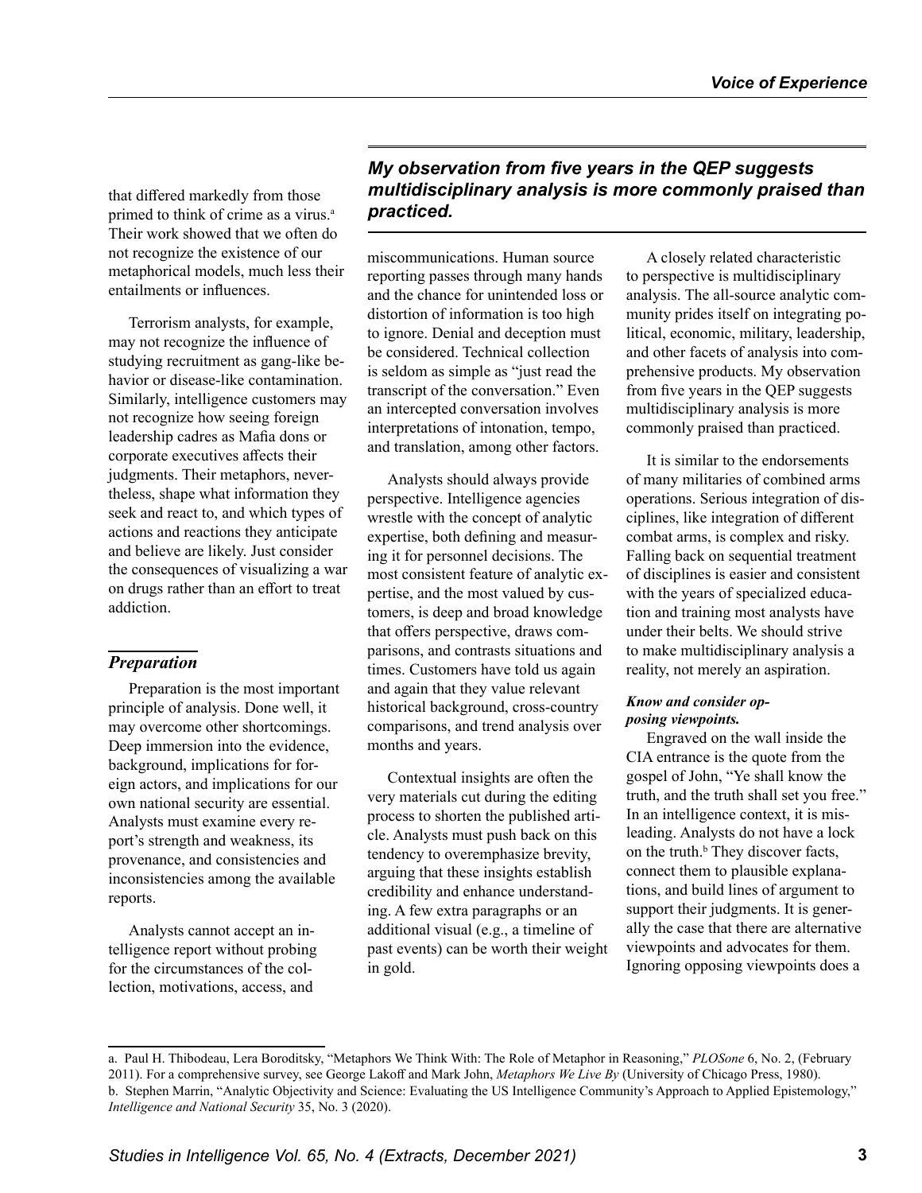that differed markedly from those primed to think of crime as a virus.[a] Their work showed that we often do not recognize the existence of our metaphorical models, much less their entailments or influences.

Terrorism analysts, for example, may not recognize the influence of studying recruitment as gang-like behavior or disease-like contamination. Similarly, intelligence customers may not recognize how seeing foreign leadership cadres as Mafia dons or corporate executives affects their judgments. Their metaphors, nevertheless, shape what information they seek and react to, and which types of actions and reactions they anticipate and believe are likely. Just consider the consequences of visualizing a war on drugs rather than an effort to treat addiction.

## *Preparation*

Preparation is the most important principle of analysis. Done well, it may overcome other shortcomings. Deep immersion into the evidence, background, implications for foreign actors, and implications for our own national security are essential. Analysts must examine every report's strength and weakness, its provenance, and consistencies and inconsistencies among the available reports.

Analysts cannot accept an intelligence report without probing for the circumstances of the collection, motivations, access, and miscommunications. Human source reporting passes through many hands and the chance for unintended loss or distortion of information is too high to ignore. Denial and deception must be considered. Technical collection is seldom as simple as "just read the transcript of the conversation." Even an intercepted conversation involves interpretations of intonation, tempo, and translation, among other factors.

Analysts should always provide perspective. Intelligence agencies wrestle with the concept of analytic expertise, both defining and measuring it for personnel decisions. The most consistent feature of analytic expertise, and the most valued by customers, is deep and broad knowledge that offers perspective, draws comparisons, and contrasts situations and times. Customers have told us again and again that they value relevant historical background, cross-country comparisons, and trend analysis over months and years.

Contextual insights are often the very materials cut during the editing process to shorten the published article. Analysts must push back on this tendency to overemphasize brevity, arguing that these insights establish credibility and enhance understanding. A few extra paragraphs or an additional visual (e.g., a timeline of past events) can be worth their weight in gold.

***My observation from five years in the QEP suggests multidisciplinary analysis is more commonly praised than practiced.***

A closely related characteristic to perspective is multidisciplinary analysis. The all-source analytic community prides itself on integrating political, economic, military, leadership, and other facets of analysis into comprehensive products. My observation from five years in the QEP suggests multidisciplinary analysis is more commonly praised than practiced.

It is similar to the endorsements of many militaries of combined arms operations. Serious integration of disciplines, like integration of different combat arms, is complex and risky. Falling back on sequential treatment of disciplines is easier and consistent with the years of specialized education and training most analysts have under their belts. We should strive to make multidisciplinary analysis a reality, not merely an aspiration.

***Know and consider opposing viewpoints.***

Engraved on the wall inside the CIA entrance is the quote from the gospel of John, "Ye shall know the truth, and the truth shall set you free." In an intelligence context, it is misleading. Analysts do not have a lock on the truth.[b] They discover facts, connect them to plausible explanations, and build lines of argument to support their judgments. It is generally the case that there are alternative viewpoints and advocates for them. Ignoring opposing viewpoints does a

---

a. Paul H. Thibodeau, Lera Boroditsky, "Metaphors We Think With: The Role of Metaphor in Reasoning," *PLOSone* 6, No. 2, (February 2011). For a comprehensive survey, see George Lakoff and Mark John, *Metaphors We Live By* (University of Chicago Press, 1980).

b. Stephen Marrin, "Analytic Objectivity and Science: Evaluating the US Intelligence Community's Approach to Applied Epistemology," *Intelligence and National Security* 35, No. 3 (2020).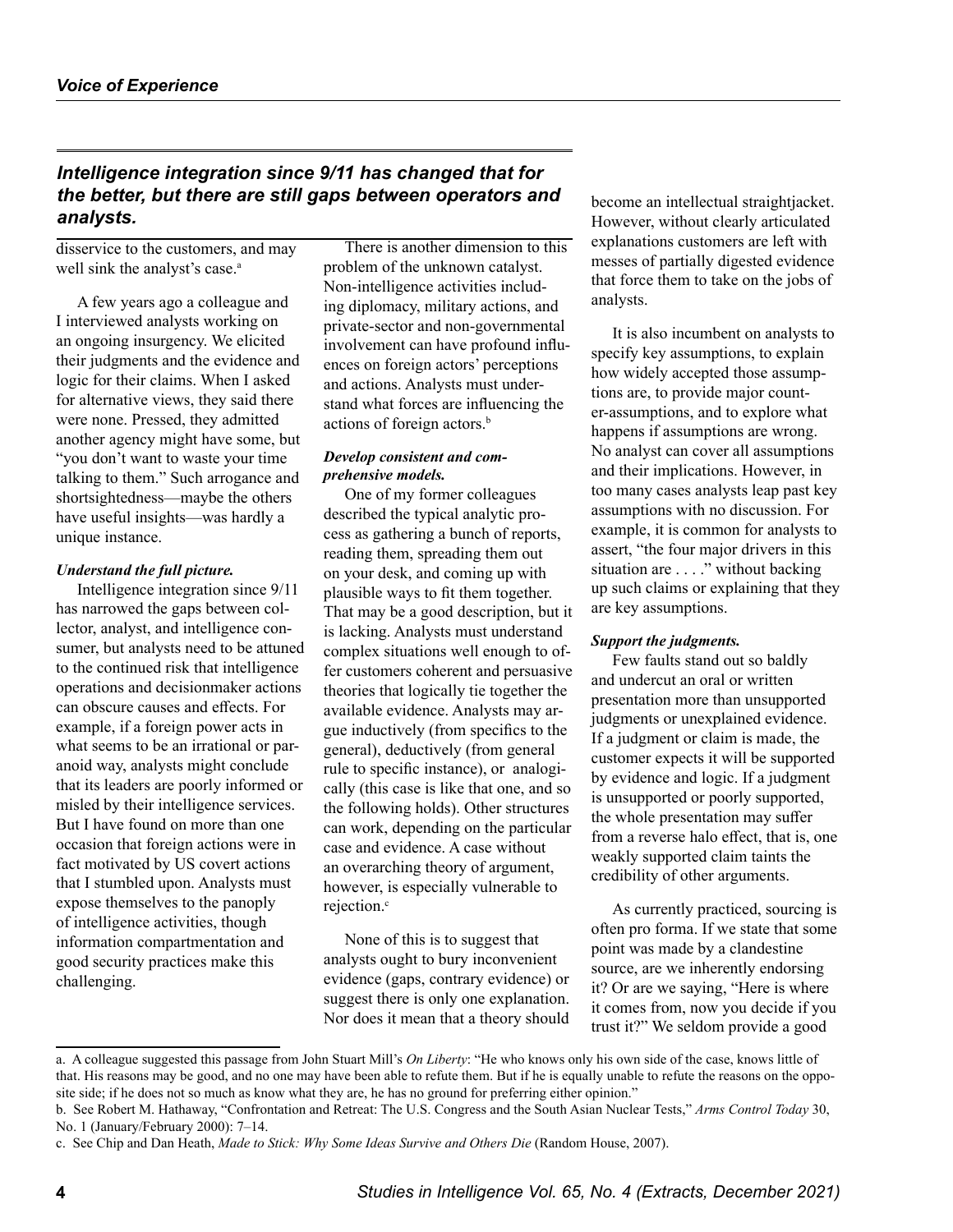*Intelligence integration since 9/11 has changed that for the better, but there are still gaps between operators and analysts.*

disservice to the customers, and may well sink the analyst's case.[a]

A few years ago a colleague and I interviewed analysts working on an ongoing insurgency. We elicited their judgments and the evidence and logic for their claims. When I asked for alternative views, they said there were none. Pressed, they admitted another agency might have some, but "you don't want to waste your time talking to them." Such arrogance and shortsightedness—maybe the others have useful insights—was hardly a unique instance.

***Understand the full picture.***

Intelligence integration since 9/11 has narrowed the gaps between collector, analyst, and intelligence consumer, but analysts need to be attuned to the continued risk that intelligence operations and decisionmaker actions can obscure causes and effects. For example, if a foreign power acts in what seems to be an irrational or paranoid way, analysts might conclude that its leaders are poorly informed or misled by their intelligence services. But I have found on more than one occasion that foreign actions were in fact motivated by US covert actions that I stumbled upon. Analysts must expose themselves to the panoply of intelligence activities, though information compartmentation and good security practices make this challenging.

There is another dimension to this problem of the unknown catalyst. Non-intelligence activities including diplomacy, military actions, and private-sector and non-governmental involvement can have profound influences on foreign actors' perceptions and actions. Analysts must understand what forces are influencing the actions of foreign actors.[b]

***Develop consistent and comprehensive models.***

One of my former colleagues described the typical analytic process as gathering a bunch of reports, reading them, spreading them out on your desk, and coming up with plausible ways to fit them together. That may be a good description, but it is lacking. Analysts must understand complex situations well enough to offer customers coherent and persuasive theories that logically tie together the available evidence. Analysts may argue inductively (from specifics to the general), deductively (from general rule to specific instance), or analogically (this case is like that one, and so the following holds). Other structures can work, depending on the particular case and evidence. A case without an overarching theory of argument, however, is especially vulnerable to rejection.[c]

None of this is to suggest that analysts ought to bury inconvenient evidence (gaps, contrary evidence) or suggest there is only one explanation. Nor does it mean that a theory should become an intellectual straightjacket. However, without clearly articulated explanations customers are left with messes of partially digested evidence that force them to take on the jobs of analysts.

It is also incumbent on analysts to specify key assumptions, to explain how widely accepted those assumptions are, to provide major counter-assumptions, and to explore what happens if assumptions are wrong. No analyst can cover all assumptions and their implications. However, in too many cases analysts leap past key assumptions with no discussion. For example, it is common for analysts to assert, "the four major drivers in this situation are . . . ." without backing up such claims or explaining that they are key assumptions.

***Support the judgments.***

Few faults stand out so baldly and undercut an oral or written presentation more than unsupported judgments or unexplained evidence. If a judgment or claim is made, the customer expects it will be supported by evidence and logic. If a judgment is unsupported or poorly supported, the whole presentation may suffer from a reverse halo effect, that is, one weakly supported claim taints the credibility of other arguments.

As currently practiced, sourcing is often pro forma. If we state that some point was made by a clandestine source, are we inherently endorsing it? Or are we saying, "Here is where it comes from, now you decide if you trust it?" We seldom provide a good

---

a. A colleague suggested this passage from John Stuart Mill's *On Liberty*: "He who knows only his own side of the case, knows little of that. His reasons may be good, and no one may have been able to refute them. But if he is equally unable to refute the reasons on the opposite side; if he does not so much as know what they are, he has no ground for preferring either opinion."

b. See Robert M. Hathaway, "Confrontation and Retreat: The U.S. Congress and the South Asian Nuclear Tests," *Arms Control Today* 30, No. 1 (January/February 2000): 7–14.

c. See Chip and Dan Heath, *Made to Stick: Why Some Ideas Survive and Others Die* (Random House, 2007).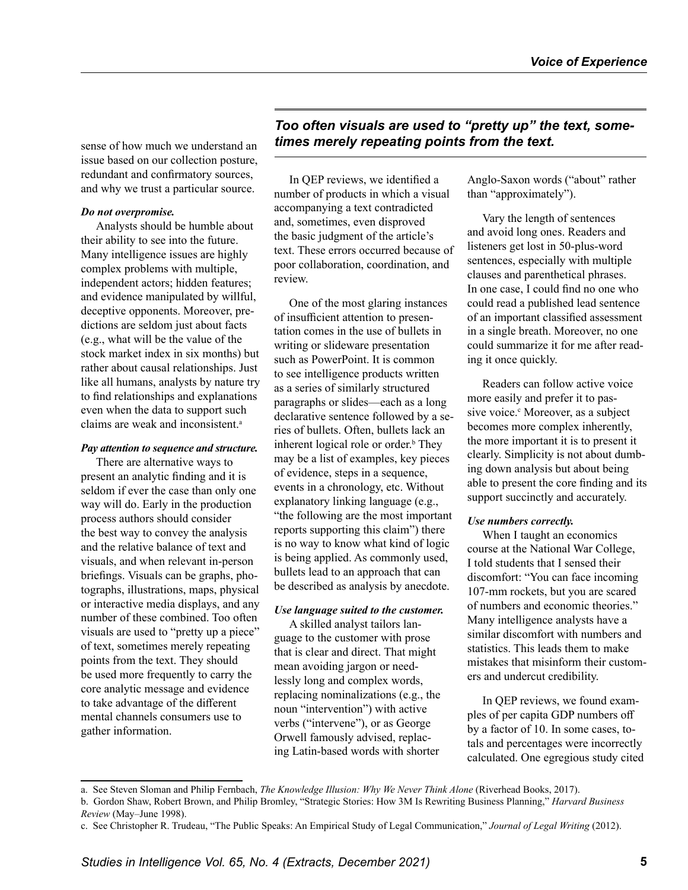sense of how much we understand an issue based on our collection posture, redundant and confirmatory sources, and why we trust a particular source.

***Do not overpromise.***

Analysts should be humble about their ability to see into the future. Many intelligence issues are highly complex problems with multiple, independent actors; hidden features; and evidence manipulated by willful, deceptive opponents. Moreover, predictions are seldom just about facts (e.g., what will be the value of the stock market index in six months) but rather about causal relationships. Just like all humans, analysts by nature try to find relationships and explanations even when the data to support such claims are weak and inconsistent.[a]

***Pay attention to sequence and structure.***

There are alternative ways to present an analytic finding and it is seldom if ever the case than only one way will do. Early in the production process authors should consider the best way to convey the analysis and the relative balance of text and visuals, and when relevant in-person briefings. Visuals can be graphs, photographs, illustrations, maps, physical or interactive media displays, and any number of these combined. Too often visuals are used to "pretty up a piece" of text, sometimes merely repeating points from the text. They should be used more frequently to carry the core analytic message and evidence to take advantage of the different mental channels consumers use to gather information.

***Too often visuals are used to "pretty up" the text, sometimes merely repeating points from the text.***

In QEP reviews, we identified a number of products in which a visual accompanying a text contradicted and, sometimes, even disproved the basic judgment of the article's text. These errors occurred because of poor collaboration, coordination, and review.

One of the most glaring instances of insufficient attention to presentation comes in the use of bullets in writing or slideware presentation such as PowerPoint. It is common to see intelligence products written as a series of similarly structured paragraphs or slides—each as a long declarative sentence followed by a series of bullets. Often, bullets lack an inherent logical role or order.[b] They may be a list of examples, key pieces of evidence, steps in a sequence, events in a chronology, etc. Without explanatory linking language (e.g., "the following are the most important reports supporting this claim") there is no way to know what kind of logic is being applied. As commonly used, bullets lead to an approach that can be described as analysis by anecdote.

***Use language suited to the customer.***

A skilled analyst tailors language to the customer with prose that is clear and direct. That might mean avoiding jargon or needlessly long and complex words, replacing nominalizations (e.g., the noun "intervention") with active verbs ("intervene"), or as George Orwell famously advised, replacing Latin-based words with shorter Anglo-Saxon words ("about" rather than "approximately").

Vary the length of sentences and avoid long ones. Readers and listeners get lost in 50-plus-word sentences, especially with multiple clauses and parenthetical phrases. In one case, I could find no one who could read a published lead sentence of an important classified assessment in a single breath. Moreover, no one could summarize it for me after reading it once quickly.

Readers can follow active voice more easily and prefer it to passive voice.[c] Moreover, as a subject becomes more complex inherently, the more important it is to present it clearly. Simplicity is not about dumbing down analysis but about being able to present the core finding and its support succinctly and accurately.

***Use numbers correctly.***

When I taught an economics course at the National War College, I told students that I sensed their discomfort: "You can face incoming 107-mm rockets, but you are scared of numbers and economic theories." Many intelligence analysts have a similar discomfort with numbers and statistics. This leads them to make mistakes that misinform their customers and undercut credibility.

In QEP reviews, we found examples of per capita GDP numbers off by a factor of 10. In some cases, totals and percentages were incorrectly calculated. One egregious study cited

---

a. See Steven Sloman and Philip Fernbach, *The Knowledge Illusion: Why We Never Think Alone* (Riverhead Books, 2017).

b. Gordon Shaw, Robert Brown, and Philip Bromley, "Strategic Stories: How 3M Is Rewriting Business Planning," *Harvard Business Review* (May–June 1998).

c. See Christopher R. Trudeau, "The Public Speaks: An Empirical Study of Legal Communication," *Journal of Legal Writing* (2012).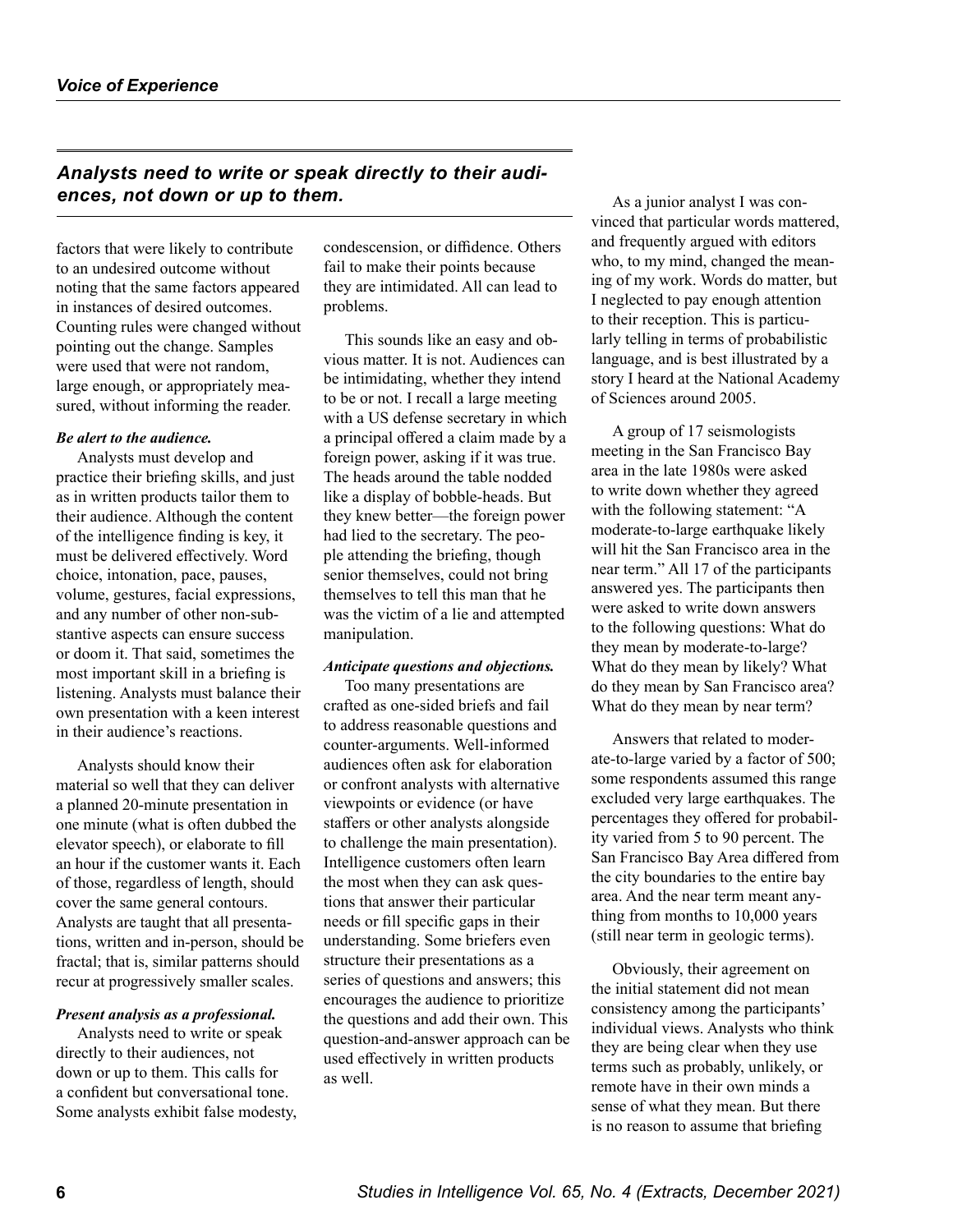factors that were likely to contribute to an undesired outcome without noting that the same factors appeared in instances of desired outcomes. Counting rules were changed without pointing out the change. Samples were used that were not random, large enough, or appropriately measured, without informing the reader.

***Be alert to the audience.***

Analysts must develop and practice their briefing skills, and just as in written products tailor them to their audience. Although the content of the intelligence finding is key, it must be delivered effectively. Word choice, intonation, pace, pauses, volume, gestures, facial expressions, and any number of other non-substantive aspects can ensure success or doom it. That said, sometimes the most important skill in a briefing is listening. Analysts must balance their own presentation with a keen interest in their audience's reactions.

Analysts should know their material so well that they can deliver a planned 20-minute presentation in one minute (what is often dubbed the elevator speech), or elaborate to fill an hour if the customer wants it. Each of those, regardless of length, should cover the same general contours. Analysts are taught that all presentations, written and in-person, should be fractal; that is, similar patterns should recur at progressively smaller scales.

***Present analysis as a professional.***

Analysts need to write or speak directly to their audiences, not down or up to them. This calls for a confident but conversational tone. Some analysts exhibit false modesty, condescension, or diffidence. Others fail to make their points because they are intimidated. All can lead to problems.

> ***Analysts need to write or speak directly to their audiences, not down or up to them.***

This sounds like an easy and obvious matter. It is not. Audiences can be intimidating, whether they intend to be or not. I recall a large meeting with a US defense secretary in which a principal offered a claim made by a foreign power, asking if it was true. The heads around the table nodded like a display of bobble-heads. But they knew better—the foreign power had lied to the secretary. The people attending the briefing, though senior themselves, could not bring themselves to tell this man that he was the victim of a lie and attempted manipulation.

***Anticipate questions and objections.***

Too many presentations are crafted as one-sided briefs and fail to address reasonable questions and counter-arguments. Well-informed audiences often ask for elaboration or confront analysts with alternative viewpoints or evidence (or have staffers or other analysts alongside to challenge the main presentation). Intelligence customers often learn the most when they can ask questions that answer their particular needs or fill specific gaps in their understanding. Some briefers even structure their presentations as a series of questions and answers; this encourages the audience to prioritize the questions and add their own. This question-and-answer approach can be used effectively in written products as well.

As a junior analyst I was convinced that particular words mattered, and frequently argued with editors who, to my mind, changed the meaning of my work. Words do matter, but I neglected to pay enough attention to their reception. This is particularly telling in terms of probabilistic language, and is best illustrated by a story I heard at the National Academy of Sciences around 2005.

A group of 17 seismologists meeting in the San Francisco Bay area in the late 1980s were asked to write down whether they agreed with the following statement: "A moderate-to-large earthquake likely will hit the San Francisco area in the near term." All 17 of the participants answered yes. The participants then were asked to write down answers to the following questions: What do they mean by moderate-to-large? What do they mean by likely? What do they mean by San Francisco area? What do they mean by near term?

Answers that related to moderate-to-large varied by a factor of 500; some respondents assumed this range excluded very large earthquakes. The percentages they offered for probability varied from 5 to 90 percent. The San Francisco Bay Area differed from the city boundaries to the entire bay area. And the near term meant anything from months to 10,000 years (still near term in geologic terms).

Obviously, their agreement on the initial statement did not mean consistency among the participants' individual views. Analysts who think they are being clear when they use terms such as probably, unlikely, or remote have in their own minds a sense of what they mean. But there is no reason to assume that briefing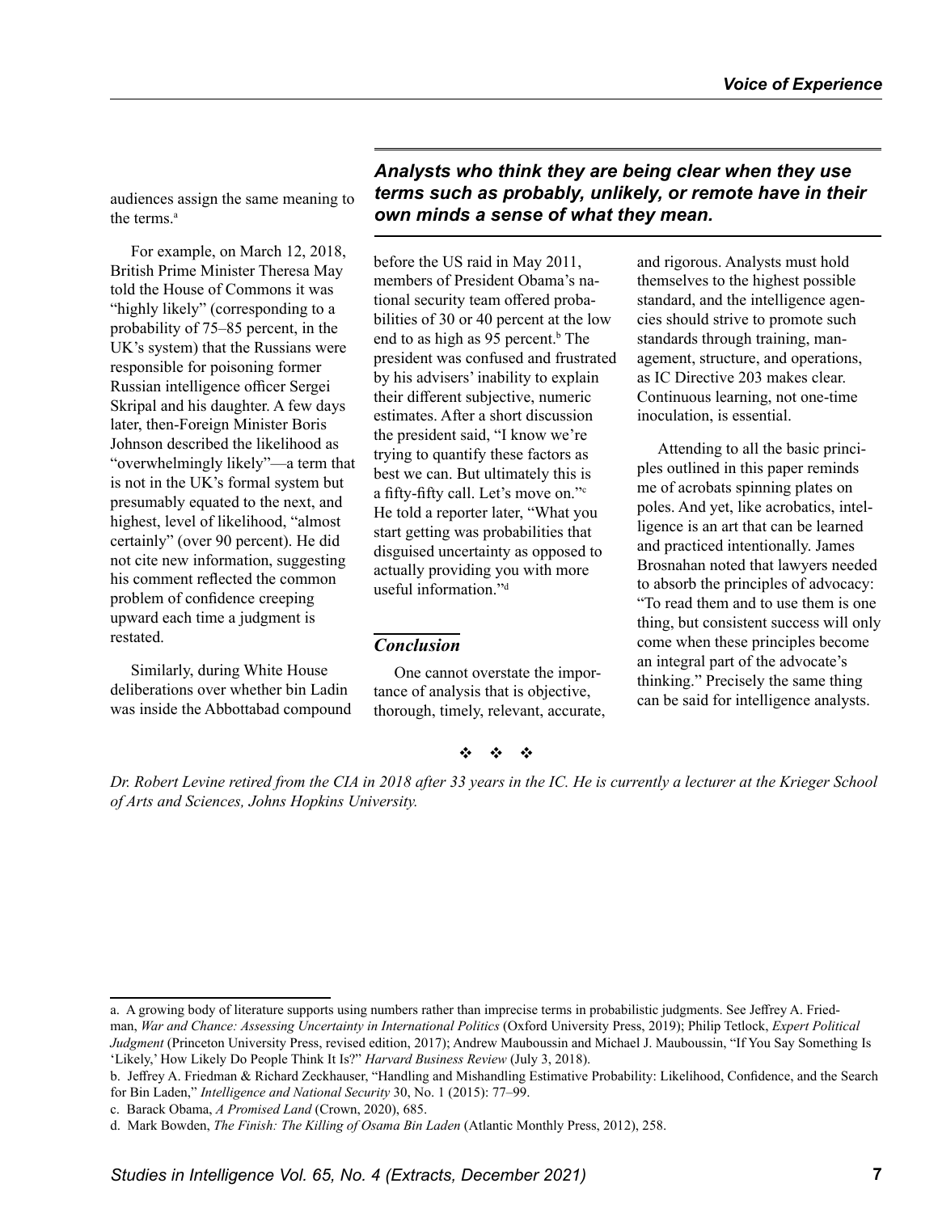audiences assign the same meaning to the terms.[a]

For example, on March 12, 2018, British Prime Minister Theresa May told the House of Commons it was "highly likely" (corresponding to a probability of 75–85 percent, in the UK's system) that the Russians were responsible for poisoning former Russian intelligence officer Sergei Skripal and his daughter. A few days later, then-Foreign Minister Boris Johnson described the likelihood as "overwhelmingly likely"—a term that is not in the UK's formal system but presumably equated to the next, and highest, level of likelihood, "almost certainly" (over 90 percent). He did not cite new information, suggesting his comment reflected the common problem of confidence creeping upward each time a judgment is restated.

> ***Analysts who think they are being clear when they use terms such as probably, unlikely, or remote have in their own minds a sense of what they mean.***

Similarly, during White House deliberations over whether bin Ladin was inside the Abbottabad compound before the US raid in May 2011, members of President Obama's national security team offered probabilities of 30 or 40 percent at the low end to as high as 95 percent.[b] The president was confused and frustrated by his advisers' inability to explain their different subjective, numeric estimates. After a short discussion the president said, "I know we're trying to quantify these factors as best we can. But ultimately this is a fifty-fifty call. Let's move on."[c] He told a reporter later, "What you start getting was probabilities that disguised uncertainty as opposed to actually providing you with more useful information."[d]

## *Conclusion*

One cannot overstate the importance of analysis that is objective, thorough, timely, relevant, accurate, and rigorous. Analysts must hold themselves to the highest possible standard, and the intelligence agencies should strive to promote such standards through training, management, structure, and operations, as IC Directive 203 makes clear. Continuous learning, not one-time inoculation, is essential.

Attending to all the basic principles outlined in this paper reminds me of acrobats spinning plates on poles. And yet, like acrobatics, intelligence is an art that can be learned and practiced intentionally. James Brosnahan noted that lawyers needed to absorb the principles of advocacy: "To read them and to use them is one thing, but consistent success will only come when these principles become an integral part of the advocate's thinking." Precisely the same thing can be said for intelligence analysts.

❖ ❖ ❖

*Dr. Robert Levine retired from the CIA in 2018 after 33 years in the IC. He is currently a lecturer at the Krieger School of Arts and Sciences, Johns Hopkins University.*

---

a. A growing body of literature supports using numbers rather than imprecise terms in probabilistic judgments. See Jeffrey A. Friedman, *War and Chance: Assessing Uncertainty in International Politics* (Oxford University Press, 2019); Philip Tetlock, *Expert Political Judgment* (Princeton University Press, revised edition, 2017); Andrew Mauboussin and Michael J. Mauboussin, "If You Say Something Is 'Likely,' How Likely Do People Think It Is?" *Harvard Business Review* (July 3, 2018).

b. Jeffrey A. Friedman & Richard Zeckhauser, "Handling and Mishandling Estimative Probability: Likelihood, Confidence, and the Search for Bin Laden," *Intelligence and National Security* 30, No. 1 (2015): 77–99.

c. Barack Obama, *A Promised Land* (Crown, 2020), 685.

d. Mark Bowden, *The Finish: The Killing of Osama Bin Laden* (Atlantic Monthly Press, 2012), 258.